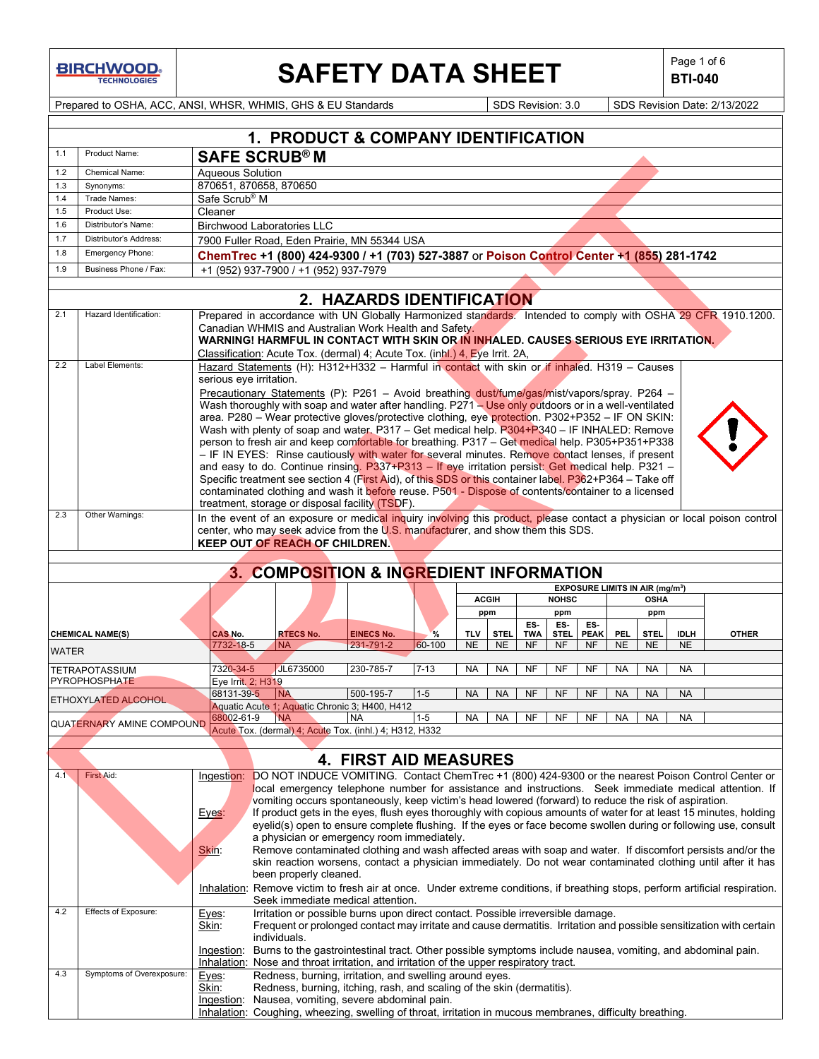# SAFETY DATA SHEET

**BTI-040**

Prepared to OSHA, ACC, ANSI, WHSR, WHMIS, GHS & EU Standards | SDS Revision: 3.0 | SDS Revision Date: 2/13/2022

## 1. PRODUCT & COMPANY IDENTIFICATION

| | | |
|---|---|---|
| 1.1 | Product Name: | **SAFE SCRUB® M** |
| 1.2 | Chemical Name: | Aqueous Solution |
| 1.3 | Synonyms: | 870651, 870658, 870650 |
| 1.4 | Trade Names: | Safe Scrub® M |
| 1.5 | Product Use: | Cleaner |
| 1.6 | Distributor's Name: | Birchwood Laboratories LLC |
| 1.7 | Distributor's Address: | 7900 Fuller Road, Eden Prairie, MN 55344 USA |
| 1.8 | Emergency Phone: | **ChemTrec +1 (800) 424-9300 / +1 (703) 527-3887** or **Poison Control Center +1 (855) 281-1742** |
| 1.9 | Business Phone / Fax: | +1 (952) 937-7900 / +1 (952) 937-7979 |

## 2. HAZARDS IDENTIFICATION

| | | |
|---|---|---|
| 2.1 | Hazard Identification: | Prepared in accordance with UN Globally Harmonized standards. Intended to comply with OSHA 29 CFR 1910.1200. Canadian WHMIS and Australian Work Health and Safety. **WARNING! HARMFUL IN CONTACT WITH SKIN OR IN INHALED. CAUSES SERIOUS EYE IRRITATION.** Classification: Acute Tox. (dermal) 4; Acute Tox. (inhl.) 4, Eye Irrit. 2A, |
| 2.2 | Label Elements: | Hazard Statements (H): H312+H332 – Harmful in contact with skin or if inhaled. H319 – Causes serious eye irritation. Precautionary Statements (P): P261 – Avoid breathing dust/fume/gas/mist/vapors/spray. P264 – Wash thoroughly with soap and water after handling. P271 – Use only outdoors or in a well-ventilated area. P280 – Wear protective gloves/protective clothing, eye protection. P302+P352 – IF ON SKIN: Wash with plenty of soap and water. P317 – Get medical help. P304+P340 – IF INHALED: Remove person to fresh air and keep comfortable for breathing. P317 – Get medical help. P305+P351+P338 – IF IN EYES: Rinse cautiously with water for several minutes. Remove contact lenses, if present and easy to do. Continue rinsing. P337+P313 – If eye irritation persist: Get medical help. P321 – Specific treatment see section 4 (First Aid), of this SDS or this container label. P362+P364 – Take off contaminated clothing and wash it before reuse. P501 - Dispose of contents/container to a licensed treatment, storage or disposal facility (TSDF). |
| 2.3 | Other Warnings: | In the event of an exposure or medical inquiry involving this product, please contact a physician or local poison control center, who may seek advice from the U.S. manufacturer, and show them this SDS. **KEEP OUT OF REACH OF CHILDREN.** |

## 3. COMPOSITION & INGREDIENT INFORMATION

| | | | | | EXPOSURE LIMITS IN AIR (mg/m³) | | | | | | | | |
|---|---|---|---|---|---|---|---|---|---|---|---|---|---|
| | | | | | ACGIH | | NOHSC | | | OSHA | | | |
| | | | | | ppm | | ppm | | | ppm | | | |
| CHEMICAL NAME(S) | CAS No. | RTECS No. | EINECS No. | % | TLV | STEL | ES-TWA | ES-STEL | ES-PEAK | PEL | STEL | IDLH | OTHER |
| WATER | 7732-18-5 | NA | 231-791-2 | 60-100 | NE | NE | NF | NF | NF | NE | NE | NE | |
| TETRAPOTASSIUM PYROPHOSPHATE | 7320-34-5 | JL6735000 | 230-785-7 | 7-13 | NA | NA | NF | NF | NF | NA | NA | NA | |
| | Eye Irrit. 2; H319 | | | | | | | | | | | | |
| ETHOXYLATED ALCOHOL | 68131-39-5 | NA | 500-195-7 | 1-5 | NA | NA | NF | NF | NF | NA | NA | NA | |
| | Aquatic Acute 1; Aquatic Chronic 3; H400, H412 | | | | | | | | | | | | |
| QUATERNARY AMINE COMPOUND | 68002-61-9 | NA | NA | 1-5 | NA | NA | NF | NF | NF | NA | NA | NA | |
| | Acute Tox. (dermal) 4; Acute Tox. (inhl.) 4; H312, H332 | | | | | | | | | | | | |

## 4. FIRST AID MEASURES

| | | |
|---|---|---|
| 4.1 | First Aid: | Ingestion: DO NOT INDUCE VOMITING. Contact ChemTrec +1 (800) 424-9300 or the nearest Poison Control Center or local emergency telephone number for assistance and instructions. Seek immediate medical attention. If vomiting occurs spontaneously, keep victim's head lowered (forward) to reduce the risk of aspiration.<br>Eyes: If product gets in the eyes, flush eyes thoroughly with copious amounts of water for at least 15 minutes, holding eyelid(s) open to ensure complete flushing. If the eyes or face become swollen during or following use, consult a physician or emergency room immediately.<br>Skin: Remove contaminated clothing and wash affected areas with soap and water. If discomfort persists and/or the skin reaction worsens, contact a physician immediately. Do not wear contaminated clothing until after it has been properly cleaned.<br>Inhalation: Remove victim to fresh air at once. Under extreme conditions, if breathing stops, perform artificial respiration. Seek immediate medical attention. |
| 4.2 | Effects of Exposure: | Eyes: Irritation or possible burns upon direct contact. Possible irreversible damage.<br>Skin: Frequent or prolonged contact may irritate and cause dermatitis. Irritation and possible sensitization with certain individuals.<br>Ingestion: Burns to the gastrointestinal tract. Other possible symptoms include nausea, vomiting, and abdominal pain.<br>Inhalation: Nose and throat irritation, and irritation of the upper respiratory tract. |
| 4.3 | Symptoms of Overexposure: | Eyes: Redness, burning, irritation, and swelling around eyes.<br>Skin: Redness, burning, itching, rash, and scaling of the skin (dermatitis).<br>Ingestion: Nausea, vomiting, severe abdominal pain.<br>Inhalation: Coughing, wheezing, swelling of throat, irritation in mucous membranes, difficulty breathing. |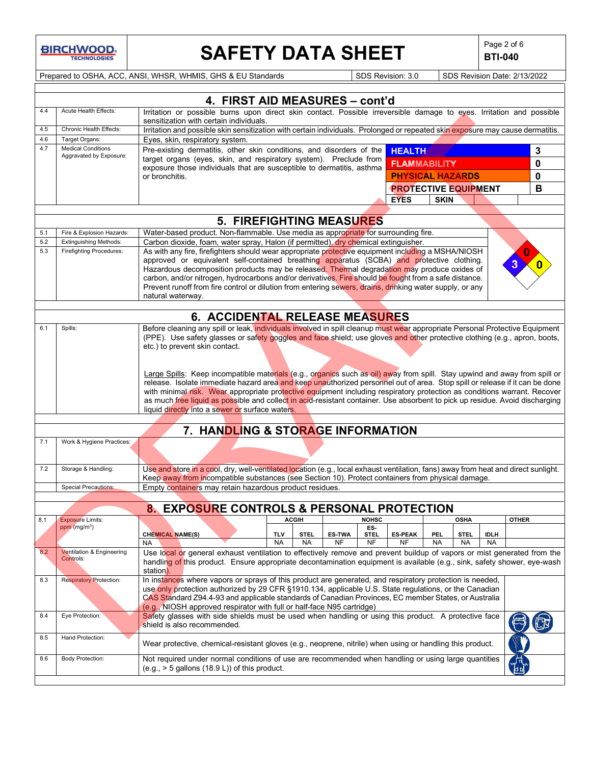## 4. FIRST AID MEASURES – cont'd

| | | |
|---|---|---|
| 4.4 | Acute Health Effects: | Irritation or possible burns upon direct skin contact. Possible irreversible damage to eyes. Irritation and possible sensitization with certain individuals. |
| 4.5 | Chronic Health Effects: | Irritation and possible skin sensitization with certain individuals. Prolonged or repeated skin exposure may cause dermatitis. |
| 4.6 | Target Organs: | Eyes, skin, respiratory system. |
| 4.7 | Medical Conditions Aggravated by Exposure: | Pre-existing dermatitis, other skin conditions, and disorders of the target organs (eyes, skin, and respiratory system). Preclude from exposure those individuals that are susceptible to dermatitis, asthma or bronchitis. |

| HMIS | |
|---|---|
| HEALTH | 3 |
| FLAMMABILITY | 0 |
| PHYSICAL HAZARDS | 0 |
| PROTECTIVE EQUIPMENT | B |
| EYES | SKIN |

## 5. FIREFIGHTING MEASURES

| | | |
|---|---|---|
| 5.1 | Fire & Explosion Hazards: | Water-based product. Non-flammable. Use media as appropriate for surrounding fire. |
| 5.2 | Extinguishing Methods: | Carbon dioxide, foam, water spray, Halon (if permitted), dry chemical extinguisher. |
| 5.3 | Firefighting Procedures: | As with any fire, firefighters should wear appropriate protective equipment including a MSHA/NIOSH approved or equivalent self-contained breathing apparatus (SCBA) and protective clothing. Hazardous decomposition products may be released. Thermal degradation may produce oxides of carbon, and/or nitrogen, hydrocarbons and/or derivatives. Fire should be fought from a safe distance. Prevent runoff from fire control or dilution from entering sewers, drains, drinking water supply, or any natural waterway. |

NFPA: Health 3, Flammability 0, Instability 0

## 6. ACCIDENTAL RELEASE MEASURES

**6.1 Spills:** Before cleaning any spill or leak, individuals involved in spill cleanup must wear appropriate Personal Protective Equipment (PPE). Use safety glasses or safety goggles and face shield; use gloves and other protective clothing (e.g., apron, boots, etc.) to prevent skin contact.

Large Spills: Keep incompatible materials (e.g., organics such as oil) away from spill. Stay upwind and away from spill or release. Isolate immediate hazard area and keep unauthorized personnel out of area. Stop spill or release if it can be done with minimal risk. Wear appropriate protective equipment including respiratory protection as conditions warrant. Recover as much free liquid as possible and collect in acid-resistant container. Use absorbent to pick up residue. Avoid discharging liquid directly into a sewer or surface waters.

## 7. HANDLING & STORAGE INFORMATION

| | | |
|---|---|---|
| 7.1 | Work & Hygiene Practices: | |
| 7.2 | Storage & Handling: | Use and store in a cool, dry, well-ventilated location (e.g., local exhaust ventilation, fans) away from heat and direct sunlight. Keep away from incompatible substances (see Section 10). Protect containers from physical damage. |
| | Special Precautions: | Empty containers may retain hazardous product residues. |

## 8. EXPOSURE CONTROLS & PERSONAL PROTECTION

**8.1 Exposure Limits: ppm ($mg/m^3$)**

| | ACGIH | | NOHSC | | | OSHA | | | OTHER |
|---|---|---|---|---|---|---|---|---|---|
| CHEMICAL NAME(S) | TLV | STEL | ES-TWA | ES-STEL | ES-PEAK | PEL | STEL | IDLH | |
| NA | NA | NA | NF | NF | NF | NA | NA | NA | |

| | | |
|---|---|---|
| 8.2 | Ventilation & Engineering Controls: | Use local or general exhaust ventilation to effectively remove and prevent buildup of vapors or mist generated from the handling of this product. Ensure appropriate decontamination equipment is available (e.g., sink, safety shower, eye-wash station). |
| 8.3 | Respiratory Protection: | In instances where vapors or sprays of this product are generated, and respiratory protection is needed, use only protection authorized by 29 CFR §1910.134, applicable U.S. State regulations, or the Canadian CAS Standard Z94.4-93 and applicable standards of Canadian Provinces, EC member States, or Australia (e.g., NIOSH approved respirator with full or half-face N95 cartridge) |
| 8.4 | Eye Protection: | Safety glasses with side shields must be used when handling or using this product. A protective face shield is also recommended. |
| 8.5 | Hand Protection: | Wear protective, chemical-resistant gloves (e.g., neoprene, nitrile) when using or handling this product. |
| 8.6 | Body Protection: | Not required under normal conditions of use are recommended when handling or using large quantities (e.g., > 5 gallons (18.9 L)) of this product. |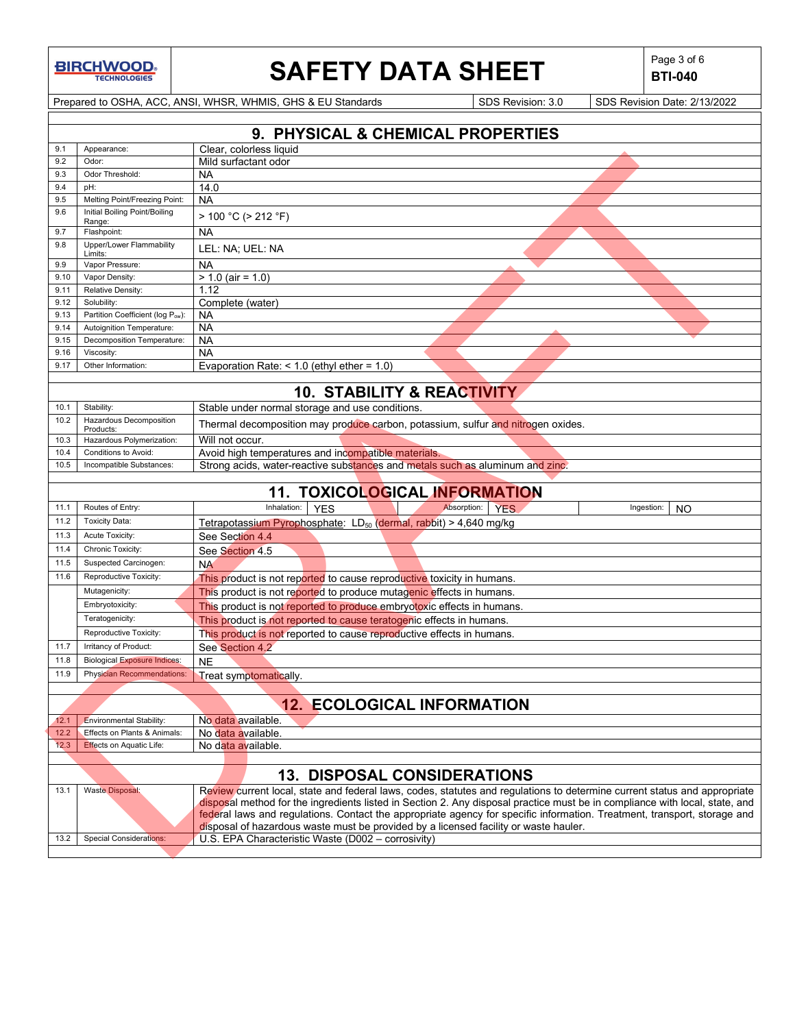## 9. PHYSICAL & CHEMICAL PROPERTIES

| | | |
|---|---|---|
| 9.1 | Appearance: | Clear, colorless liquid |
| 9.2 | Odor: | Mild surfactant odor |
| 9.3 | Odor Threshold: | NA |
| 9.4 | pH: | 14.0 |
| 9.5 | Melting Point/Freezing Point: | NA |
| 9.6 | Initial Boiling Point/Boiling Range: | > 100 °C (> 212 °F) |
| 9.7 | Flashpoint: | NA |
| 9.8 | Upper/Lower Flammability Limits: | LEL: NA; UEL: NA |
| 9.9 | Vapor Pressure: | NA |
| 9.10 | Vapor Density: | > 1.0 (air = 1.0) |
| 9.11 | Relative Density: | 1.12 |
| 9.12 | Solubility: | Complete (water) |
| 9.13 | Partition Coefficient (log $P_{ow}$): | NA |
| 9.14 | Autoignition Temperature: | NA |
| 9.15 | Decomposition Temperature: | NA |
| 9.16 | Viscosity: | NA |
| 9.17 | Other Information: | Evaporation Rate: < 1.0 (ethyl ether = 1.0) |

## 10. STABILITY & REACTIVITY

| | | |
|---|---|---|
| 10.1 | Stability: | Stable under normal storage and use conditions. |
| 10.2 | Hazardous Decomposition Products: | Thermal decomposition may produce carbon, potassium, sulfur and nitrogen oxides. |
| 10.3 | Hazardous Polymerization: | Will not occur. |
| 10.4 | Conditions to Avoid: | Avoid high temperatures and incompatible materials. |
| 10.5 | Incompatible Substances: | Strong acids, water-reactive substances and metals such as aluminum and zinc. |

## 11. TOXICOLOGICAL INFORMATION

| | | |
|---|---|---|
| 11.1 | Routes of Entry: | Inhalation: YES; Absorption: YES; Ingestion: NO |
| 11.2 | Toxicity Data: | Tetrapotassium Pyrophosphate: $LD_{50}$ (dermal, rabbit) > 4,640 mg/kg |
| 11.3 | Acute Toxicity: | See Section 4.4 |
| 11.4 | Chronic Toxicity: | See Section 4.5 |
| 11.5 | Suspected Carcinogen: | NA |
| 11.6 | Reproductive Toxicity: | This product is not reported to cause reproductive toxicity in humans. |
| | Mutagenicity: | This product is not reported to produce mutagenic effects in humans. |
| | Embryotoxicity: | This product is not reported to produce embryotoxic effects in humans. |
| | Teratogenicity: | This product is not reported to cause teratogenic effects in humans. |
| | Reproductive Toxicity: | This product is not reported to cause reproductive effects in humans. |
| 11.7 | Irritancy of Product: | See Section 4.2 |
| 11.8 | Biological Exposure Indices: | NE |
| 11.9 | Physician Recommendations: | Treat symptomatically. |

## 12. ECOLOGICAL INFORMATION

| | | |
|---|---|---|
| 12.1 | Environmental Stability: | No data available. |
| 12.2 | Effects on Plants & Animals: | No data available. |
| 12.3 | Effects on Aquatic Life: | No data available. |

## 13. DISPOSAL CONSIDERATIONS

| | | |
|---|---|---|
| 13.1 | Waste Disposal: | Review current local, state and federal laws, codes, statutes and regulations to determine current status and appropriate disposal method for the ingredients listed in Section 2. Any disposal practice must be in compliance with local, state, and federal laws and regulations. Contact the appropriate agency for specific information. Treatment, transport, storage and disposal of hazardous waste must be provided by a licensed facility or waste hauler. |
| 13.2 | Special Considerations: | U.S. EPA Characteristic Waste (D002 – corrosivity) |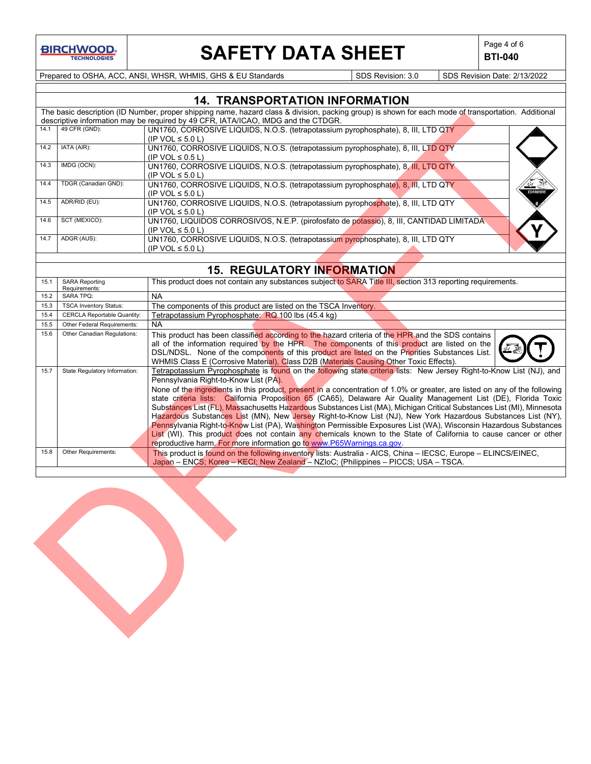## 14. TRANSPORTATION INFORMATION

The basic description (ID Number, proper shipping name, hazard class & division, packing group) is shown for each mode of transportation. Additional descriptive information may be required by 49 CFR, IATA/ICAO, IMDG and the CTDGR.

| | | |
|---|---|---|
| 14.1 | 49 CFR (GND): | UN1760, CORROSIVE LIQUIDS, N.O.S. (tetrapotassium pyrophosphate), 8, III, LTD QTY (IP VOL ≤ 5.0 L) |
| 14.2 | IATA (AIR): | UN1760, CORROSIVE LIQUIDS, N.O.S. (tetrapotassium pyrophosphate), 8, III, LTD QTY (IP VOL ≤ 0.5 L) |
| 14.3 | IMDG (OCN): | UN1760, CORROSIVE LIQUIDS, N.O.S. (tetrapotassium pyrophosphate), 8, III, LTD QTY (IP VOL ≤ 5.0 L) |
| 14.4 | TDGR (Canadian GND): | UN1760, CORROSIVE LIQUIDS, N.O.S. (tetrapotassium pyrophosphate), 8, III, LTD QTY (IP VOL ≤ 5.0 L) |
| 14.5 | ADR/RID (EU): | UN1760, CORROSIVE LIQUIDS, N.O.S. (tetrapotassium pyrophosphate), 8, III, LTD QTY (IP VOL ≤ 5.0 L) |
| 14.6 | SCT (MEXICO): | UN1760, LIQUIDOS CORROSIVOS, N.E.P. (pirofosfato de potassio), 8, III, CANTIDAD LIMITADA (IP VOL ≤ 5.0 L) |
| 14.7 | ADGR (AUS): | UN1760, CORROSIVE LIQUIDS, N.O.S. (tetrapotassium pyrophosphate), 8, III, LTD QTY (IP VOL ≤ 5.0 L) |

## 15. REGULATORY INFORMATION

| | | |
|---|---|---|
| 15.1 | SARA Reporting Requirements: | This product does not contain any substances subject to SARA Title III, section 313 reporting requirements. |
| 15.2 | SARA TPQ: | NA |
| 15.3 | TSCA Inventory Status: | The components of this product are listed on the TSCA Inventory. |
| 15.4 | CERCLA Reportable Quantity: | Tetrapotassium Pyrophosphate: RQ 100 lbs (45.4 kg) |
| 15.5 | Other Federal Requirements: | NA |
| 15.6 | Other Canadian Regulations: | This product has been classified according to the hazard criteria of the HPR and the SDS contains all of the information required by the HPR. The components of this product are listed on the DSL/NDSL. None of the components of this product are listed on the Priorities Substances List. WHMIS Class E (Corrosive Material), Class D2B (Materials Causing Other Toxic Effects). |
| 15.7 | State Regulatory Information: | Tetrapotassium Pyrophosphate is found on the following state criteria lists: New Jersey Right-to-Know List (NJ), and Pennsylvania Right-to-Know List (PA). None of the ingredients in this product, present in a concentration of 1.0% or greater, are listed on any of the following state criteria lists: California Proposition 65 (CA65), Delaware Air Quality Management List (DE), Florida Toxic Substances List (FL), Massachusetts Hazardous Substances List (MA), Michigan Critical Substances List (MI), Minnesota Hazardous Substances List (MN), New Jersey Right-to-Know List (NJ), New York Hazardous Substances List (NY), Pennsylvania Right-to-Know List (PA), Washington Permissible Exposures List (WA), Wisconsin Hazardous Substances List (WI). This product does not contain any chemicals known to the State of California to cause cancer or other reproductive harm. For more information go to www.P65Warnings.ca.gov. |
| 15.8 | Other Requirements: | This product is found on the following inventory lists: Australia - AICS, China – IECSC, Europe – ELINCS/EINEC, Japan – ENCS; Korea – KECI; New Zealand – NZIoC; {Philippines – PICCS; USA – TSCA. |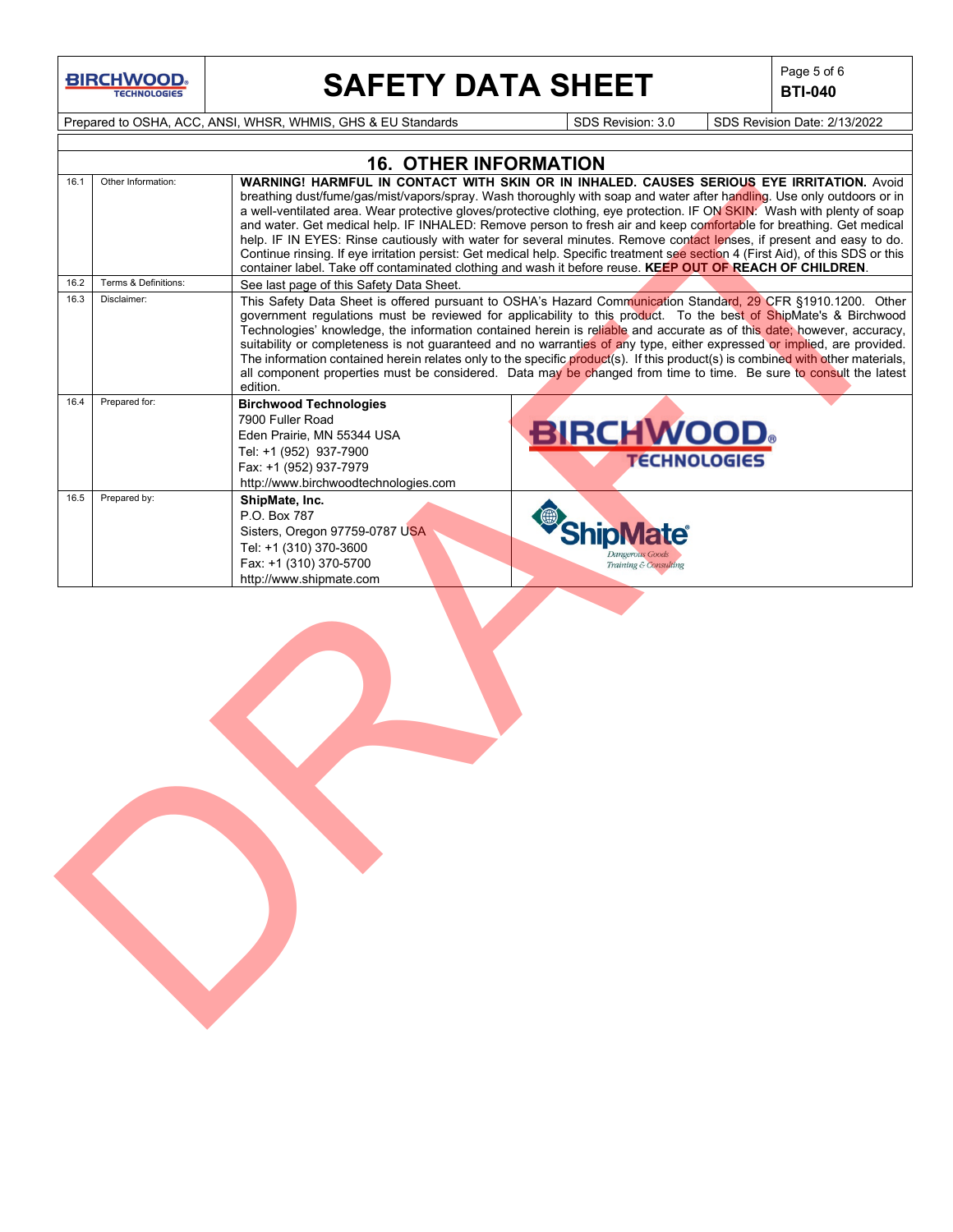## 16. OTHER INFORMATION

| | | |
|---|---|---|
| 16.1 | Other Information: | **WARNING! HARMFUL IN CONTACT WITH SKIN OR IN INHALED. CAUSES SERIOUS EYE IRRITATION.** Avoid breathing dust/fume/gas/mist/vapors/spray. Wash thoroughly with soap and water after handling. Use only outdoors or in a well-ventilated area. Wear protective gloves/protective clothing, eye protection. IF ON SKIN: Wash with plenty of soap and water. Get medical help. IF INHALED: Remove person to fresh air and keep comfortable for breathing. Get medical help. IF IN EYES: Rinse cautiously with water for several minutes. Remove contact lenses, if present and easy to do. Continue rinsing. If eye irritation persist: Get medical help. Specific treatment see section 4 (First Aid), of this SDS or this container label. Take off contaminated clothing and wash it before reuse. **KEEP OUT OF REACH OF CHILDREN**. |
| 16.2 | Terms & Definitions: | See last page of this Safety Data Sheet. |
| 16.3 | Disclaimer: | This Safety Data Sheet is offered pursuant to OSHA's Hazard Communication Standard, 29 CFR §1910.1200. Other government regulations must be reviewed for applicability to this product. To the best of ShipMate's & Birchwood Technologies' knowledge, the information contained herein is reliable and accurate as of this date; however, accuracy, suitability or completeness is not guaranteed and no warranties of any type, either expressed or implied, are provided. The information contained herein relates only to the specific product(s). If this product(s) is combined with other materials, all component properties must be considered. Data may be changed from time to time. Be sure to consult the latest edition. |
| 16.4 | Prepared for: | **Birchwood Technologies**<br>7900 Fuller Road<br>Eden Prairie, MN 55344 USA<br>Tel: +1 (952) 937-7900<br>Fax: +1 (952) 937-7979<br>http://www.birchwoodtechnologies.com |
| 16.5 | Prepared by: | **ShipMate, Inc.**<br>P.O. Box 787<br>Sisters, Oregon 97759-0787 USA<br>Tel: +1 (310) 370-3600<br>Fax: +1 (310) 370-5700<br>http://www.shipmate.com |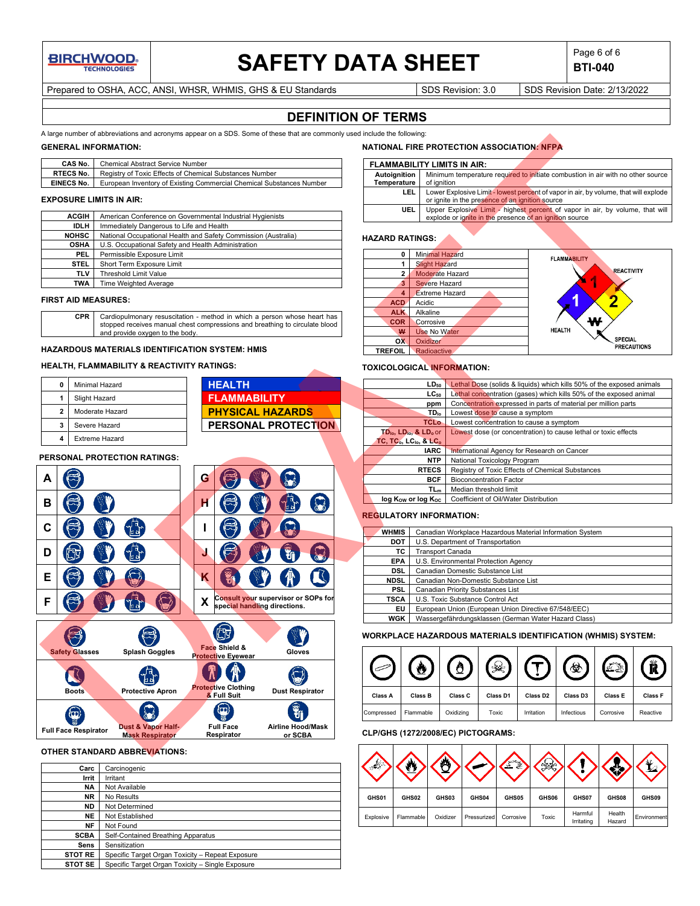# SAFETY DATA SHEET

Prepared to OSHA, ACC, ANSI, WHSR, WHMIS, GHS & EU Standards | SDS Revision: 3.0 | SDS Revision Date: 2/13/2022

BTI-040

## DEFINITION OF TERMS

A large number of abbreviations and acronyms appear on a SDS. Some of these that are commonly used include the following:

### GENERAL INFORMATION:

| | |
|---|---|
| CAS No. | Chemical Abstract Service Number |
| RTECS No. | Registry of Toxic Effects of Chemical Substances Number |
| EINECS No. | European Inventory of Existing Commercial Chemical Substances Number |

### EXPOSURE LIMITS IN AIR:

| | |
|---|---|
| ACGIH | American Conference on Governmental Industrial Hygienists |
| IDLH | Immediately Dangerous to Life and Health |
| NOHSC | National Occupational Health and Safety Commission (Australia) |
| OSHA | U.S. Occupational Safety and Health Administration |
| PEL | Permissible Exposure Limit |
| STEL | Short Term Exposure Limit |
| TLV | Threshold Limit Value |
| TWA | Time Weighted Average |

### FIRST AID MEASURES:

| | |
|---|---|
| CPR | Cardiopulmonary resuscitation - method in which a person whose heart has stopped receives manual chest compressions and breathing to circulate blood and provide oxygen to the body. |

### HAZARDOUS MATERIALS IDENTIFICATION SYSTEM: HMIS

### HEALTH, FLAMMABILITY & REACTIVITY RATINGS:

| | |
|---|---|
| 0 | Minimal Hazard |
| 1 | Slight Hazard |
| 2 | Moderate Hazard |
| 3 | Severe Hazard |
| 4 | Extreme Hazard |

HEALTH
FLAMMABILITY
PHYSICAL HAZARDS
PERSONAL PROTECTION

### PERSONAL PROTECTION RATINGS:

A B C D E F G H I J K

X Consult your supervisor or SOPs for special handling directions.

Safety Glasses, Splash Goggles, Face Shield & Protective Eyewear, Gloves, Boots, Protective Apron, Protective Clothing & Full Suit, Dust Respirator, Full Face Respirator, Dust & Vapor Half-Mask Respirator, Full Face Respirator, Airline Hood/Mask or SCBA

### OTHER STANDARD ABBREVIATIONS:

| | |
|---|---|
| Carc | Carcinogenic |
| Irrit | Irritant |
| NA | Not Available |
| NR | No Results |
| ND | Not Determined |
| NE | Not Established |
| NF | Not Found |
| SCBA | Self-Contained Breathing Apparatus |
| Sens | Sensitization |
| STOT RE | Specific Target Organ Toxicity – Repeat Exposure |
| STOT SE | Specific Target Organ Toxicity – Single Exposure |

### NATIONAL FIRE PROTECTION ASSOCIATION: NFPA

| FLAMMABILITY LIMITS IN AIR: | |
|---|---|
| Autoignition Temperature | Minimum temperature required to initiate combustion in air with no other source of ignition |
| LEL | Lower Explosive Limit - lowest percent of vapor in air, by volume, that will explode or ignite in the presence of an ignition source |
| UEL | Upper Explosive Limit - highest percent of vapor in air, by volume, that will explode or ignite in the presence of an ignition source |

### HAZARD RATINGS:

| | |
|---|---|
| 0 | Minimal Hazard |
| 1 | Slight Hazard |
| 2 | Moderate Hazard |
| 3 | Severe Hazard |
| 4 | Extreme Hazard |
| ACD | Acidic |
| ALK | Alkaline |
| COR | Corrosive |
| W | Use No Water |
| OX | Oxidizer |
| TREFOIL | Radioactive |

FLAMMABILITY 1, REACTIVITY 2, HEALTH 1, SPECIAL PRECAUTIONS W

### TOXICOLOGICAL INFORMATION:

| | |
|---|---|
| $LD_{50}$ | Lethal Dose (solids & liquids) which kills 50% of the exposed animals |
| $LC_{50}$ | Lethal concentration (gases) which kills 50% of the exposed animal |
| ppm | Concentration expressed in parts of material per million parts |
| $TD_{lo}$ | Lowest dose to cause a symptom |
| $TCL_o$ | Lowest concentration to cause a symptom |
| $TD_{lo}$, $LD_{lo}$, & $LD_o$ or TC, $TC_o$, $LC_{lo}$, & $LC_o$ | Lowest dose (or concentration) to cause lethal or toxic effects |
| IARC | International Agency for Research on Cancer |
| NTP | National Toxicology Program |
| RTECS | Registry of Toxic Effects of Chemical Substances |
| BCF | Bioconcentration Factor |
| $TL_m$ | Median threshold limit |
| log $K_{OW}$ or log $K_{OC}$ | Coefficient of Oil/Water Distribution |

### REGULATORY INFORMATION:

| | |
|---|---|
| WHMIS | Canadian Workplace Hazardous Material Information System |
| DOT | U.S. Department of Transportation |
| TC | Transport Canada |
| EPA | U.S. Environmental Protection Agency |
| DSL | Canadian Domestic Substance List |
| NDSL | Canadian Non-Domestic Substance List |
| PSL | Canadian Priority Substances List |
| TSCA | U.S. Toxic Substance Control Act |
| EU | European Union (European Union Directive 67/548/EEC) |
| WGK | Wassergefährdungsklassen (German Water Hazard Class) |

### WORKPLACE HAZARDOUS MATERIALS IDENTIFICATION (WHMIS) SYSTEM:

| Class A | Class B | Class C | Class D1 | Class D2 | Class D3 | Class E | Class F |
|---|---|---|---|---|---|---|---|
| Compressed | Flammable | Oxidizing | Toxic | Irritation | Infectious | Corrosive | Reactive |

### CLP/GHS (1272/2008/EC) PICTOGRAMS:

| GHS01 | GHS02 | GHS03 | GHS04 | GHS05 | GHS06 | GHS07 | GHS08 | GHS09 |
|---|---|---|---|---|---|---|---|---|
| Explosive | Flammable | Oxidizer | Pressurized | Corrosive | Toxic | Harmful Irritating | Health Hazard | Environment |